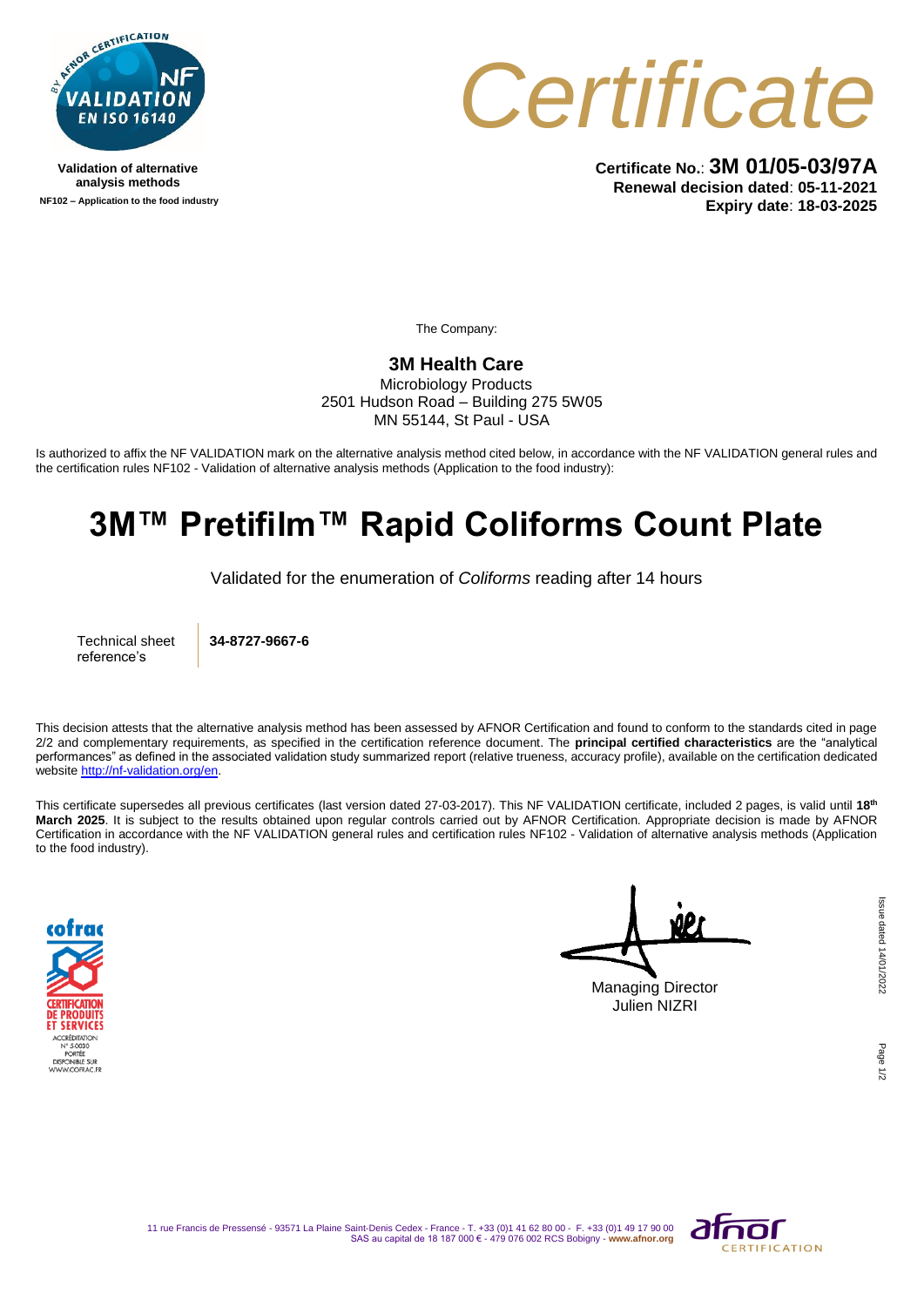Validation of alternative analysis methods

NF102 – Application to the food industry

# Certificate

**Certificate No.**: **3M 01/05-03/97A**
**Renewal decision dated**: **05-11-2021**
**Expiry date**: **18-03-2025**

The Company:

**3M Health Care**
Microbiology Products
2501 Hudson Road – Building 275 5W05
MN 55144, St Paul - USA

Is authorized to affix the NF VALIDATION mark on the alternative analysis method cited below, in accordance with the NF VALIDATION general rules and the certification rules NF102 - Validation of alternative analysis methods (Application to the food industry):

# 3M™ Pretifilm™ Rapid Coliforms Count Plate

Validated for the enumeration of *Coliforms* reading after 14 hours

| Technical sheet reference's | **34-8727-9667-6** |
| --- | --- |

This decision attests that the alternative analysis method has been assessed by AFNOR Certification and found to conform to the standards cited in page 2/2 and complementary requirements, as specified in the certification reference document. The **principal certified characteristics** are the "analytical performances" as defined in the associated validation study summarized report (relative trueness, accuracy profile), available on the certification dedicated website http://nf-validation.org/en.

This certificate supersedes all previous certificates (last version dated 27-03-2017). This NF VALIDATION certificate, included 2 pages, is valid until **18th March 2025**. It is subject to the results obtained upon regular controls carried out by AFNOR Certification. Appropriate decision is made by AFNOR Certification in accordance with the NF VALIDATION general rules and certification rules NF102 - Validation of alternative analysis methods (Application to the food industry).

cofrac CERTIFICATION DE PRODUITS ET SERVICES
ACCRÉDITATION N° 5-0030
PORTÉE DISPONIBLE SUR WWW.COFRAC.FR

Managing Director
Julien NIZRI

Issue dated 14/01/2022

11 rue Francis de Pressensé - 93571 La Plaine Saint-Denis Cedex - France - T. +33 (0)1 41 62 80 00 - F. +33 (0)1 49 17 90 00
SAS au capital de 18 187 000 € - 479 076 002 RCS Bobigny - www.afnor.org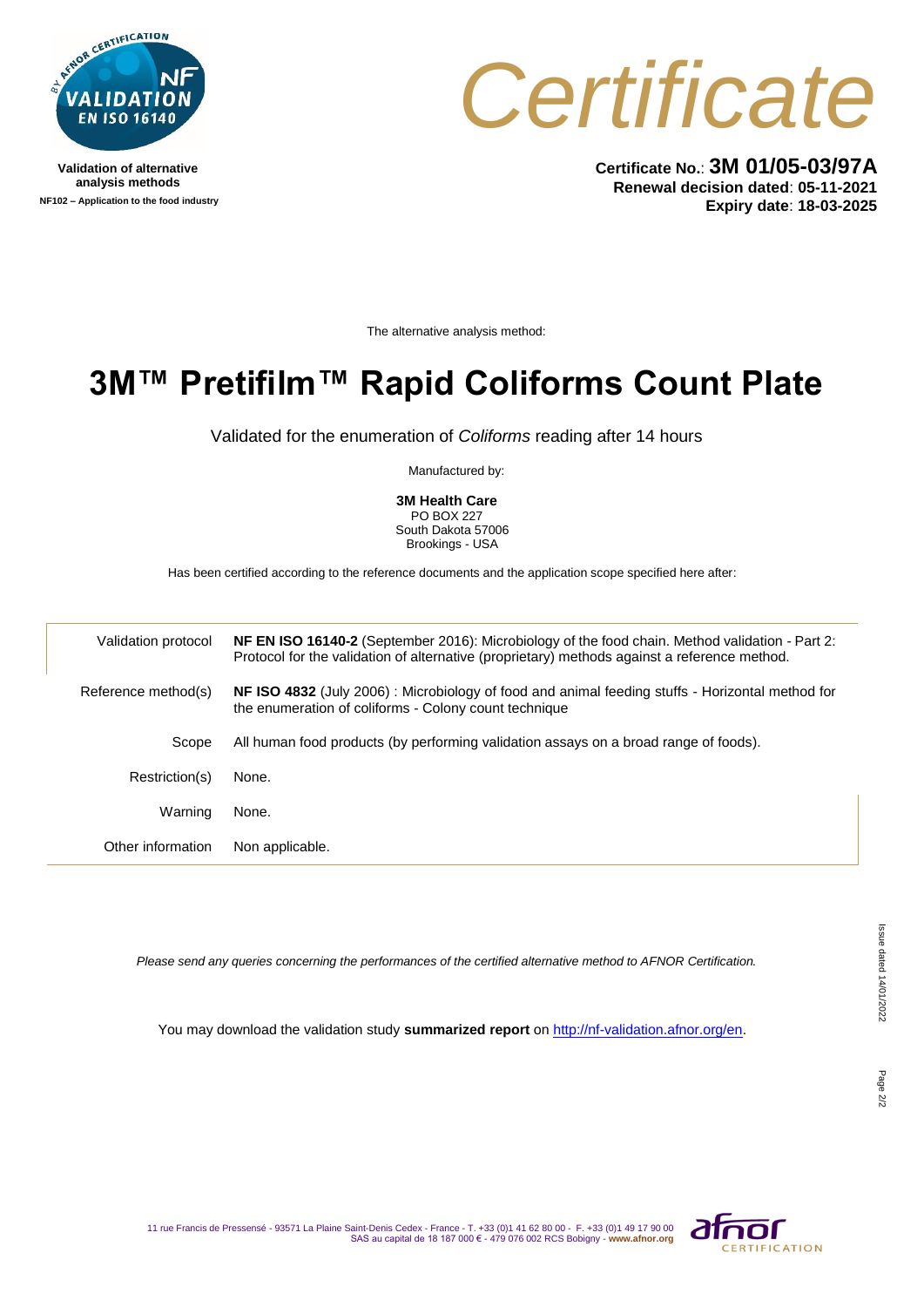Validation of alternative analysis methods

NF102 – Application to the food industry

# Certificate

**Certificate No.**: **3M 01/05-03/97A**
**Renewal decision dated**: **05-11-2021**
**Expiry date**: **18-03-2025**

The alternative analysis method:

# 3M™ Pretifilm™ Rapid Coliforms Count Plate

Validated for the enumeration of *Coliforms* reading after 14 hours

Manufactured by:

**3M Health Care**
PO BOX 227
South Dakota 57006
Brookings - USA

Has been certified according to the reference documents and the application scope specified here after:

| | |
|---|---|
| Validation protocol | **NF EN ISO 16140-2** (September 2016): Microbiology of the food chain. Method validation - Part 2: Protocol for the validation of alternative (proprietary) methods against a reference method. |
| Reference method(s) | **NF ISO 4832** (July 2006) : Microbiology of food and animal feeding stuffs - Horizontal method for the enumeration of coliforms - Colony count technique |
| Scope | All human food products (by performing validation assays on a broad range of foods). |
| Restriction(s) | None. |
| Warning | None. |
| Other information | Non applicable. |

*Please send any queries concerning the performances of the certified alternative method to AFNOR Certification.*

You may download the validation study **summarized report** on http://nf-validation.afnor.org/en.

Issue dated 14/01/2022

11 rue Francis de Pressensé - 93571 La Plaine Saint-Denis Cedex - France - T. +33 (0)1 41 62 80 00 - F. +33 (0)1 49 17 90 00
SAS au capital de 18 187 000 € - 479 076 002 RCS Bobigny - **www.afnor.org**